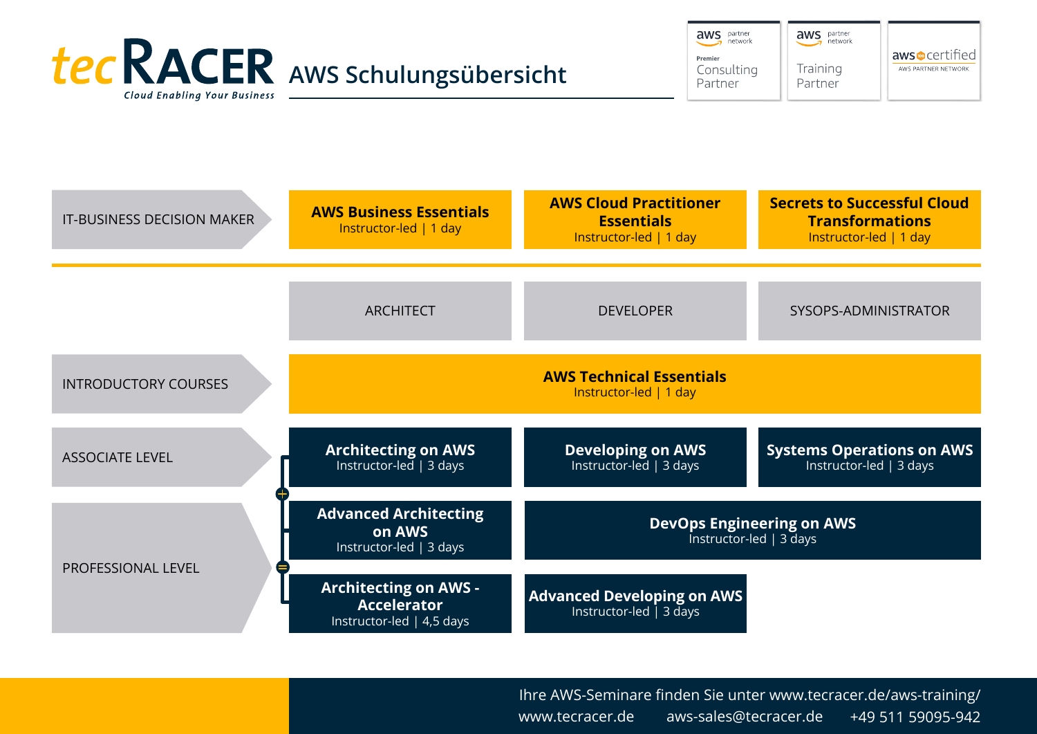# tecRACER AWS Schulungsübersicht

*Cloud Enabling Your Business*

aws partner network – Premier Consulting Partner | aws partner network – Training Partner | aws certified – AWS Partner Network

| | | | |
|---|---|---|---|
| IT-BUSINESS DECISION MAKER | **AWS Business Essentials** Instructor-led \| 1 day | **AWS Cloud Practitioner Essentials** Instructor-led \| 1 day | **Secrets to Successful Cloud Transformations** Instructor-led \| 1 day |

| | ARCHITECT | DEVELOPER | SYSOPS-ADMINISTRATOR |
|---|---|---|---|
| INTRODUCTORY COURSES | **AWS Technical Essentials** Instructor-led \| 1 day | | |
| ASSOCIATE LEVEL | **Architecting on AWS** Instructor-led \| 3 days | **Developing on AWS** Instructor-led \| 3 days | **Systems Operations on AWS** Instructor-led \| 3 days |
| PROFESSIONAL LEVEL | **Advanced Architecting on AWS** Instructor-led \| 3 days | **DevOps Engineering on AWS** Instructor-led \| 3 days | |
| | **Architecting on AWS - Accelerator** Instructor-led \| 4,5 days | **Advanced Developing on AWS** Instructor-led \| 3 days | |

Architecting on AWS + Advanced Architecting on AWS = Architecting on AWS - Accelerator

Ihre AWS-Seminare finden Sie unter www.tecracer.de/aws-training/

www.tecracer.de aws-sales@tecracer.de +49 511 59095-942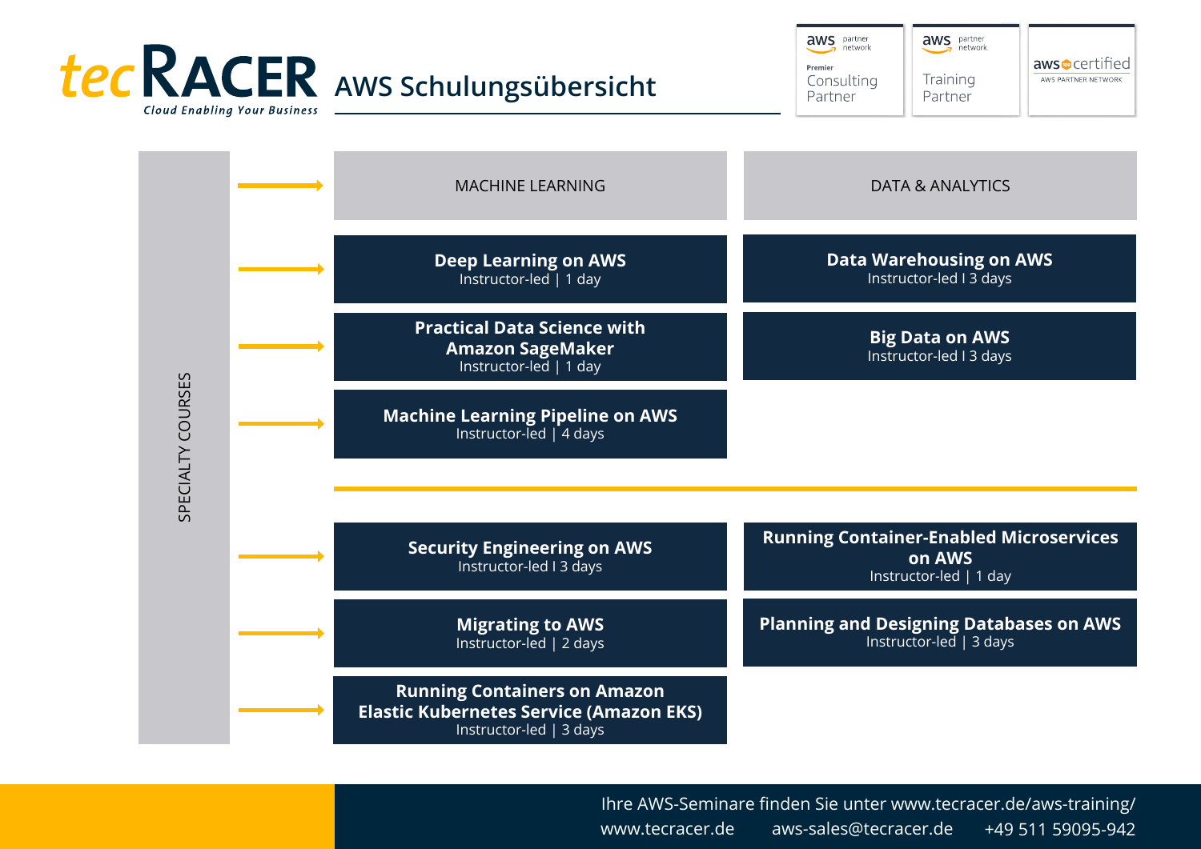# tecRACER AWS Schulungsübersicht

*Cloud Enabling Your Business*

aws partner network — Premier Consulting Partner

aws partner network — Training Partner

aws certified — AWS PARTNER NETWORK

## SPECIALTY COURSES

### MACHINE LEARNING

**Deep Learning on AWS**
Instructor-led | 1 day

**Practical Data Science with Amazon SageMaker**
Instructor-led | 1 day

**Machine Learning Pipeline on AWS**
Instructor-led | 4 days

### DATA & ANALYTICS

**Data Warehousing on AWS**
Instructor-led I 3 days

**Big Data on AWS**
Instructor-led I 3 days

---

**Security Engineering on AWS**
Instructor-led I 3 days

**Migrating to AWS**
Instructor-led | 2 days

**Running Containers on Amazon Elastic Kubernetes Service (Amazon EKS)**
Instructor-led | 3 days

**Running Container-Enabled Microservices on AWS**
Instructor-led | 1 day

**Planning and Designing Databases on AWS**
Instructor-led | 3 days

---

Ihre AWS-Seminare finden Sie unter www.tecracer.de/aws-training/

www.tecracer.de aws-sales@tecracer.de +49 511 59095-942